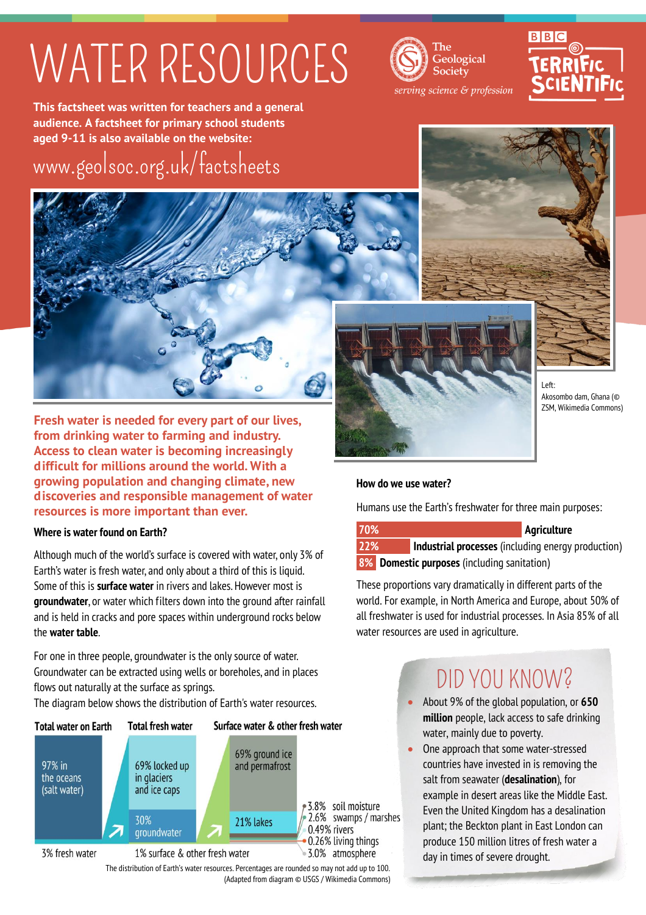# WATER RESOURCES

The Geological Society
*serving science & profession*

BBC TERRIFIC SCIENTIFIC

**This factsheet was written for teachers and a general audience. A factsheet for primary school students aged 9-11 is also available on the website:**

www.geolsoc.org.uk/factsheets

Left: Akosombo dam, Ghana (© ZSM, Wikimedia Commons)

**Fresh water is needed for every part of our lives, from drinking water to farming and industry. Access to clean water is becoming increasingly difficult for millions around the world. With a growing population and changing climate, new discoveries and responsible management of water resources is more important than ever.**

### Where is water found on Earth?

Although much of the world's surface is covered with water, only 3% of Earth's water is fresh water, and only about a third of this is liquid. Some of this is **surface water** in rivers and lakes. However most is **groundwater**, or water which filters down into the ground after rainfall and is held in cracks and pore spaces within underground rocks below the **water table**.

For one in three people, groundwater is the only source of water. Groundwater can be extracted using wells or boreholes, and in places flows out naturally at the surface as springs.

The diagram below shows the distribution of Earth's water resources.

| Total water on Earth | Total fresh water | Surface water & other fresh water |
|---|---|---|
| 97% in the oceans (salt water) | 69% locked up in glaciers and ice caps | 69% ground ice and permafrost |
| 3% fresh water | 30% groundwater | 21% lakes |
| | 1% surface & other fresh water | 3.8% soil moisture |
| | | 2.6% swamps / marshes |
| | | 0.49% rivers |
| | | 0.26% living things |
| | | 3.0% atmosphere |

The distribution of Earth's water resources. Percentages are rounded so may not add up to 100. (Adapted from diagram © USGS / Wikimedia Commons)

### How do we use water?

Humans use the Earth's freshwater for three main purposes:

- 70% **Agriculture**
- 22% **Industrial processes** (including energy production)
- 8% **Domestic purposes** (including sanitation)

These proportions vary dramatically in different parts of the world. For example, in North America and Europe, about 50% of all freshwater is used for industrial processes. In Asia 85% of all water resources are used in agriculture.

## DID YOU KNOW?

- About 9% of the global population, or **650 million** people, lack access to safe drinking water, mainly due to poverty.
- One approach that some water-stressed countries have invested in is removing the salt from seawater (**desalination**), for example in desert areas like the Middle East. Even the United Kingdom has a desalination plant; the Beckton plant in East London can produce 150 million litres of fresh water a day in times of severe drought.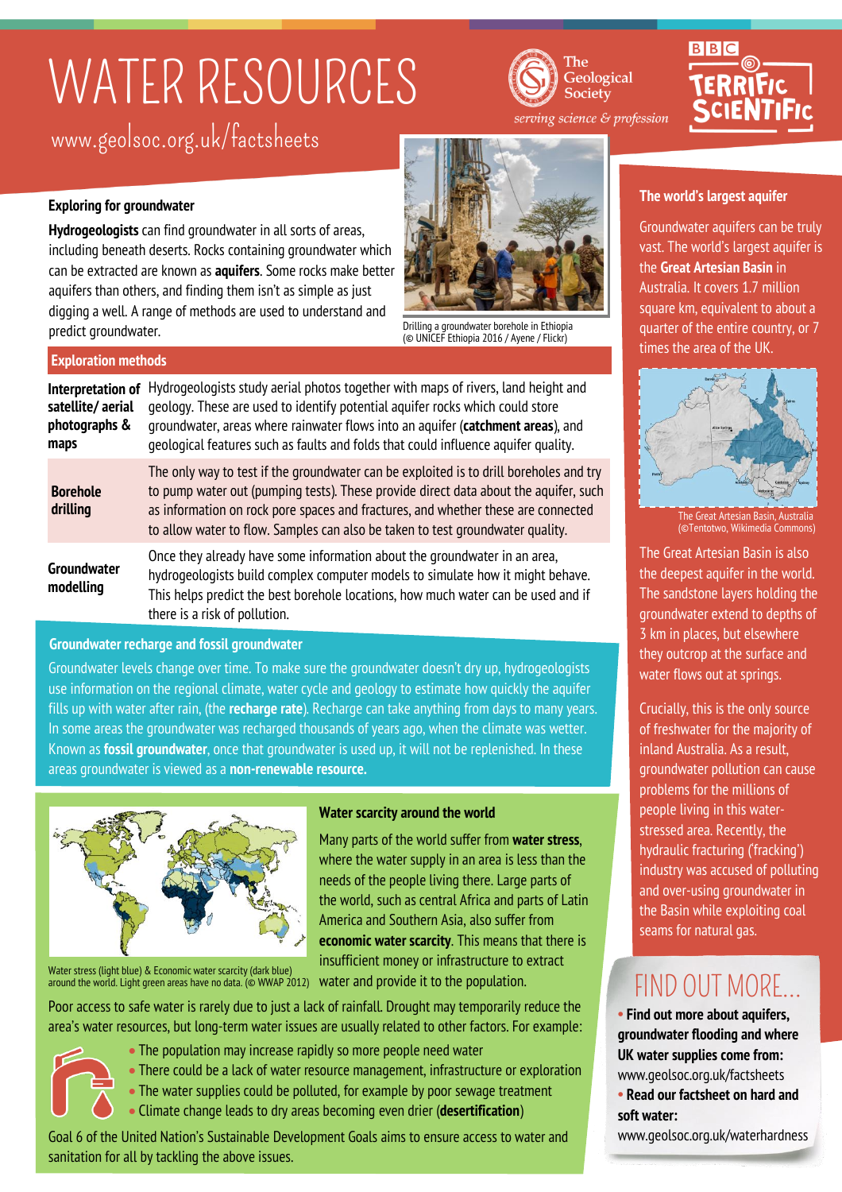# WATER RESOURCES

www.geolsoc.org.uk/factsheets

### Exploring for groundwater

**Hydrogeologists** can find groundwater in all sorts of areas, including beneath deserts. Rocks containing groundwater which can be extracted are known as **aquifers**. Some rocks make better aquifers than others, and finding them isn't as simple as just digging a well. A range of methods are used to understand and predict groundwater.

Drilling a groundwater borehole in Ethiopia (© UNICEF Ethiopia 2016 / Ayene / Flickr)

### Exploration methods

| | |
|---|---|
| **Interpretation of satellite/ aerial photographs & maps** | Hydrogeologists study aerial photos together with maps of rivers, land height and geology. These are used to identify potential aquifer rocks which could store groundwater, areas where rainwater flows into an aquifer (**catchment areas**), and geological features such as faults and folds that could influence aquifer quality. |
| **Borehole drilling** | The only way to test if the groundwater can be exploited is to drill boreholes and try to pump water out (pumping tests). These provide direct data about the aquifer, such as information on rock pore spaces and fractures, and whether these are connected to allow water to flow. Samples can also be taken to test groundwater quality. |
| **Groundwater modelling** | Once they already have some information about the groundwater in an area, hydrogeologists build complex computer models to simulate how it might behave. This helps predict the best borehole locations, how much water can be used and if there is a risk of pollution. |

### Groundwater recharge and fossil groundwater

Groundwater levels change over time. To make sure the groundwater doesn't dry up, hydrogeologists use information on the regional climate, water cycle and geology to estimate how quickly the aquifer fills up with water after rain, (the **recharge rate**). Recharge can take anything from days to many years. In some areas the groundwater was recharged thousands of years ago, when the climate was wetter. Known as **fossil groundwater**, once that groundwater is used up, it will not be replenished. In these areas groundwater is viewed as a **non-renewable resource.**

### Water scarcity around the world

Water stress (light blue) & Economic water scarcity (dark blue) around the world. Light green areas have no data. (© WWAP 2012)

Many parts of the world suffer from **water stress**, where the water supply in an area is less than the needs of the people living there. Large parts of the world, such as central Africa and parts of Latin America and Southern Asia, also suffer from **economic water scarcity**. This means that there is insufficient money or infrastructure to extract water and provide it to the population.

Poor access to safe water is rarely due to just a lack of rainfall. Drought may temporarily reduce the area's water resources, but long-term water issues are usually related to other factors. For example:

- The population may increase rapidly so more people need water
- There could be a lack of water resource management, infrastructure or exploration
- The water supplies could be polluted, for example by poor sewage treatment
- Climate change leads to dry areas becoming even drier (**desertification**)

Goal 6 of the United Nation's Sustainable Development Goals aims to ensure access to water and sanitation for all by tackling the above issues.

### The world's largest aquifer

Groundwater aquifers can be truly vast. The world's largest aquifer is the **Great Artesian Basin** in Australia. It covers 1.7 million square km, equivalent to about a quarter of the entire country, or 7 times the area of the UK.

The Great Artesian Basin, Australia (©Tentotwo, Wikimedia Commons)

The Great Artesian Basin is also the deepest aquifer in the world. The sandstone layers holding the groundwater extend to depths of 3 km in places, but elsewhere they outcrop at the surface and water flows out at springs.

Crucially, this is the only source of freshwater for the majority of inland Australia. As a result, groundwater pollution can cause problems for the millions of people living in this water-stressed area. Recently, the hydraulic fracturing ('fracking') industry was accused of polluting and over-using groundwater in the Basin while exploiting coal seams for natural gas.

## FIND OUT MORE...

- **Find out more about aquifers, groundwater flooding and where UK water supplies come from:** www.geolsoc.org.uk/factsheets
- **Read our factsheet on hard and soft water:** www.geolsoc.org.uk/waterhardness